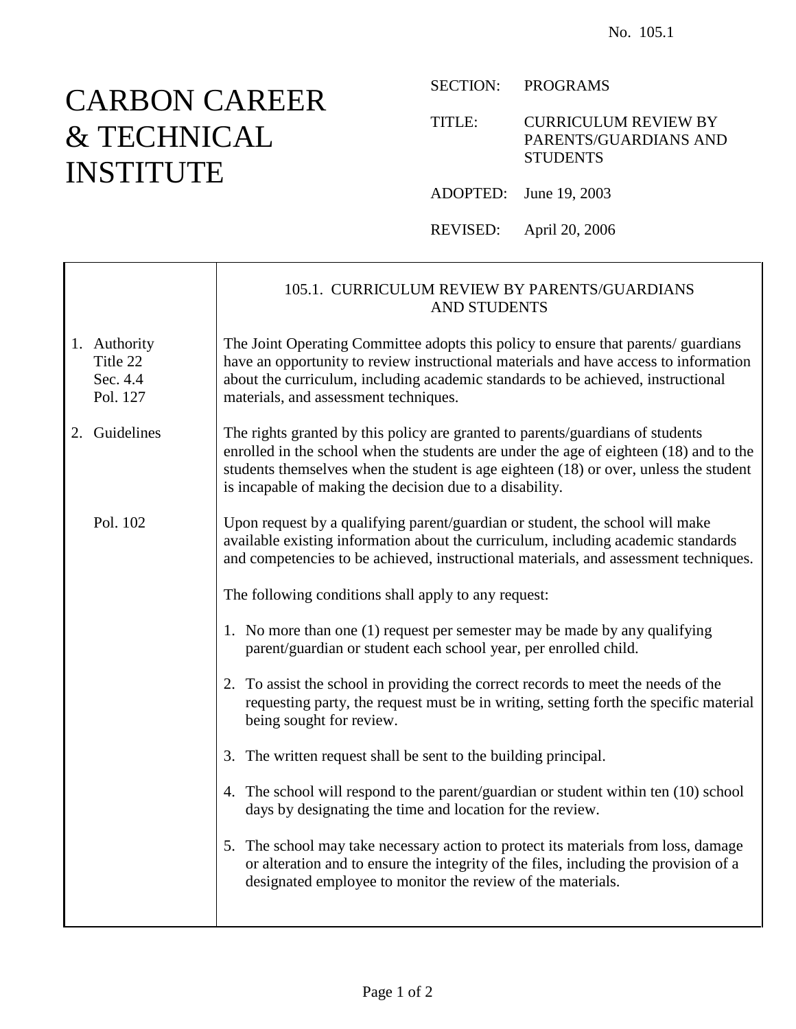No. 105.1

# CARBON CAREER & TECHNICAL INSTITUTE

SECTION: PROGRAMS

TITLE: CURRICULUM REVIEW BY PARENTS/GUARDIANS AND STUDENTS

ADOPTED: June 19, 2003

REVISED: April 20, 2006

## 105.1. CURRICULUM REVIEW BY PARENTS/GUARDIANS AND STUDENTS

**1. Authority**

Title 22
Sec. 4.4
Pol. 127

The Joint Operating Committee adopts this policy to ensure that parents/ guardians have an opportunity to review instructional materials and have access to information about the curriculum, including academic standards to be achieved, instructional materials, and assessment techniques.

**2. Guidelines**

The rights granted by this policy are granted to parents/guardians of students enrolled in the school when the students are under the age of eighteen (18) and to the students themselves when the student is age eighteen (18) or over, unless the student is incapable of making the decision due to a disability.

Pol. 102

Upon request by a qualifying parent/guardian or student, the school will make available existing information about the curriculum, including academic standards and competencies to be achieved, instructional materials, and assessment techniques.

The following conditions shall apply to any request:

1. No more than one (1) request per semester may be made by any qualifying parent/guardian or student each school year, per enrolled child.

2. To assist the school in providing the correct records to meet the needs of the requesting party, the request must be in writing, setting forth the specific material being sought for review.

3. The written request shall be sent to the building principal.

4. The school will respond to the parent/guardian or student within ten (10) school days by designating the time and location for the review.

5. The school may take necessary action to protect its materials from loss, damage or alteration and to ensure the integrity of the files, including the provision of a designated employee to monitor the review of the materials.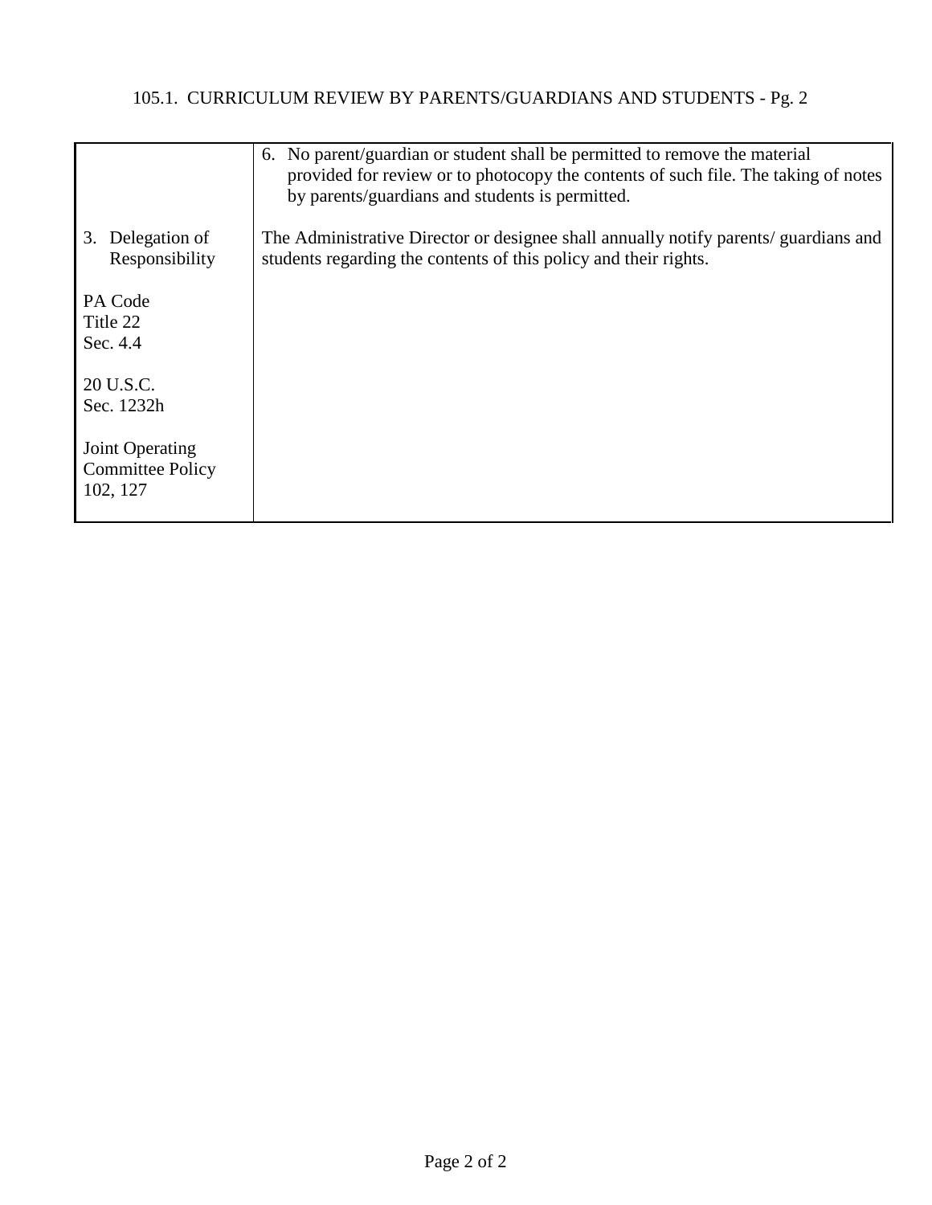| | |
|---|---|
| | 6. No parent/guardian or student shall be permitted to remove the material provided for review or to photocopy the contents of such file. The taking of notes by parents/guardians and students is permitted. |
| 3. Delegation of Responsibility | The Administrative Director or designee shall annually notify parents/ guardians and students regarding the contents of this policy and their rights. |
| PA Code Title 22 Sec. 4.4 | |
| 20 U.S.C. Sec. 1232h | |
| Joint Operating Committee Policy 102, 127 | |